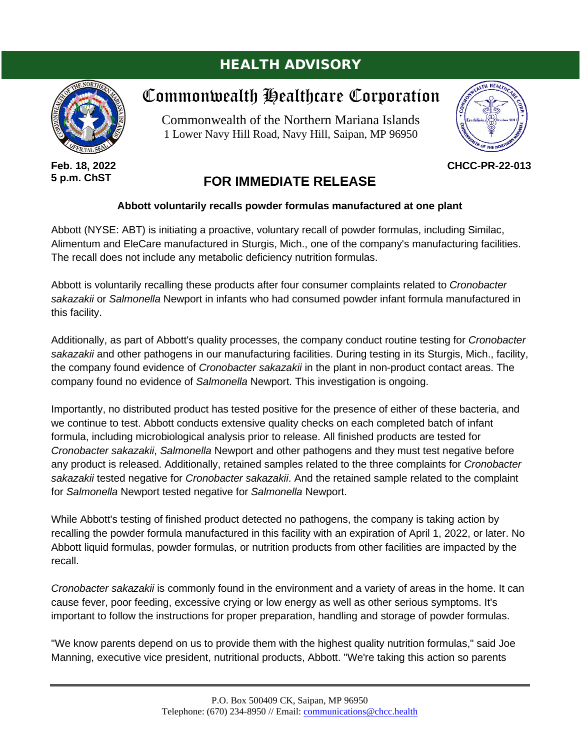# HEALTH ADVISORY

## Commonwealth Healthcare Corporation

Commonwealth of the Northern Mariana Islands
1 Lower Navy Hill Road, Navy Hill, Saipan, MP 96950

**Feb. 18, 2022**
**5 p.m. ChST**

**CHCC-PR-22-013**

## FOR IMMEDIATE RELEASE

**Abbott voluntarily recalls powder formulas manufactured at one plant**

Abbott (NYSE: ABT) is initiating a proactive, voluntary recall of powder formulas, including Similac, Alimentum and EleCare manufactured in Sturgis, Mich., one of the company's manufacturing facilities. The recall does not include any metabolic deficiency nutrition formulas.

Abbott is voluntarily recalling these products after four consumer complaints related to *Cronobacter sakazakii* or *Salmonella* Newport in infants who had consumed powder infant formula manufactured in this facility.

Additionally, as part of Abbott's quality processes, the company conduct routine testing for *Cronobacter sakazakii* and other pathogens in our manufacturing facilities. During testing in its Sturgis, Mich., facility, the company found evidence of *Cronobacter sakazakii* in the plant in non-product contact areas. The company found no evidence of *Salmonella* Newport. This investigation is ongoing.

Importantly, no distributed product has tested positive for the presence of either of these bacteria, and we continue to test. Abbott conducts extensive quality checks on each completed batch of infant formula, including microbiological analysis prior to release. All finished products are tested for *Cronobacter sakazakii*, *Salmonella* Newport and other pathogens and they must test negative before any product is released. Additionally, retained samples related to the three complaints for *Cronobacter sakazakii* tested negative for *Cronobacter sakazakii*. And the retained sample related to the complaint for *Salmonella* Newport tested negative for *Salmonella* Newport.

While Abbott's testing of finished product detected no pathogens, the company is taking action by recalling the powder formula manufactured in this facility with an expiration of April 1, 2022, or later. No Abbott liquid formulas, powder formulas, or nutrition products from other facilities are impacted by the recall.

*Cronobacter sakazakii* is commonly found in the environment and a variety of areas in the home. It can cause fever, poor feeding, excessive crying or low energy as well as other serious symptoms. It's important to follow the instructions for proper preparation, handling and storage of powder formulas.

"We know parents depend on us to provide them with the highest quality nutrition formulas," said Joe Manning, executive vice president, nutritional products, Abbott. "We're taking this action so parents

P.O. Box 500409 CK, Saipan, MP 96950
Telephone: (670) 234-8950 // Email: communications@chcc.health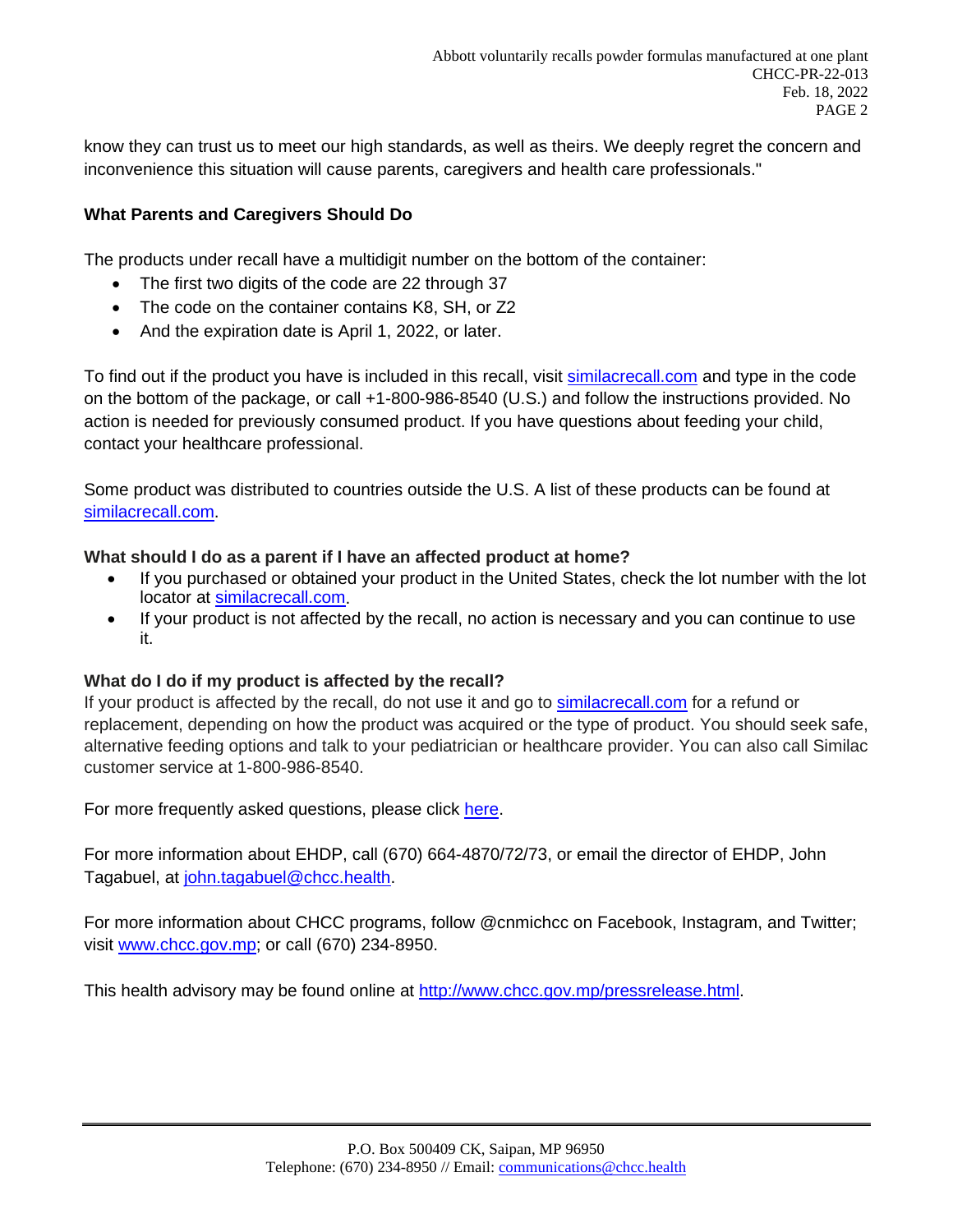know they can trust us to meet our high standards, as well as theirs. We deeply regret the concern and inconvenience this situation will cause parents, caregivers and health care professionals."

**What Parents and Caregivers Should Do**

The products under recall have a multidigit number on the bottom of the container:

- The first two digits of the code are 22 through 37
- The code on the container contains K8, SH, or Z2
- And the expiration date is April 1, 2022, or later.

To find out if the product you have is included in this recall, visit similacrecall.com and type in the code on the bottom of the package, or call +1-800-986-8540 (U.S.) and follow the instructions provided. No action is needed for previously consumed product. If you have questions about feeding your child, contact your healthcare professional.

Some product was distributed to countries outside the U.S. A list of these products can be found at similacrecall.com.

**What should I do as a parent if I have an affected product at home?**

- If you purchased or obtained your product in the United States, check the lot number with the lot locator at similacrecall.com.
- If your product is not affected by the recall, no action is necessary and you can continue to use it.

**What do I do if my product is affected by the recall?**

If your product is affected by the recall, do not use it and go to similacrecall.com for a refund or replacement, depending on how the product was acquired or the type of product. You should seek safe, alternative feeding options and talk to your pediatrician or healthcare provider. You can also call Similac customer service at 1-800-986-8540.

For more frequently asked questions, please click here.

For more information about EHDP, call (670) 664-4870/72/73, or email the director of EHDP, John Tagabuel, at john.tagabuel@chcc.health.

For more information about CHCC programs, follow @cnmichcc on Facebook, Instagram, and Twitter; visit www.chcc.gov.mp; or call (670) 234-8950.

This health advisory may be found online at http://www.chcc.gov.mp/pressrelease.html.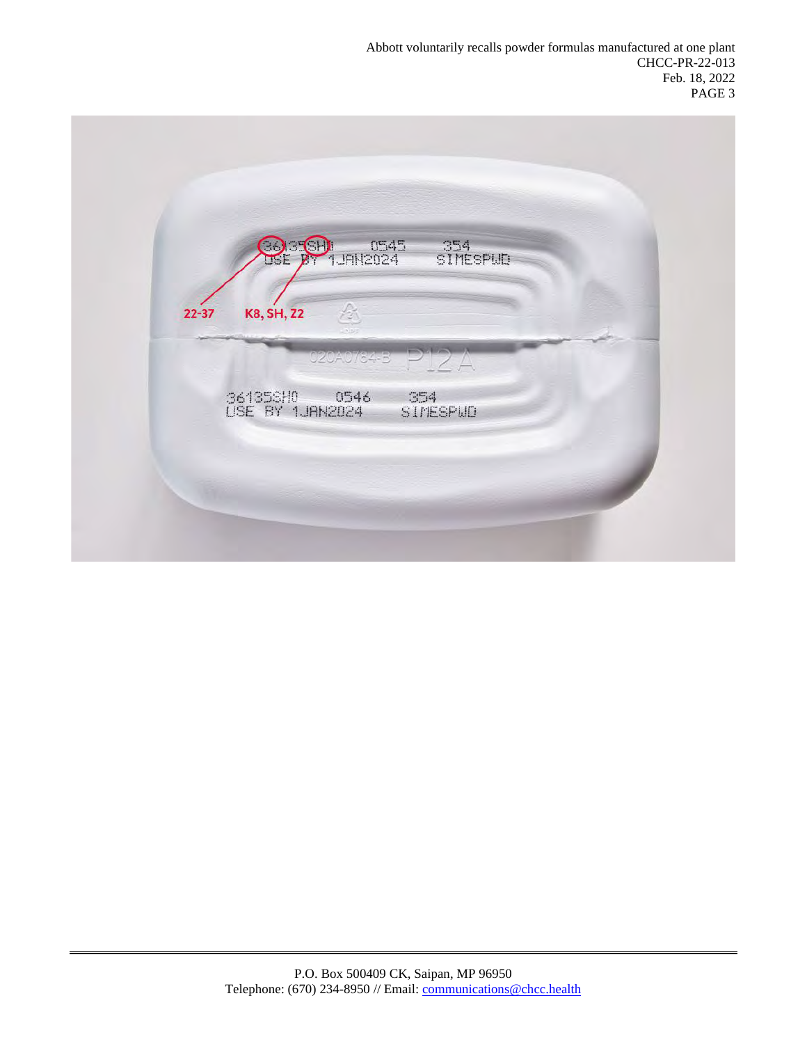36135SH0 0545 354
USE BY 1JAN2024 SIMESPWD

22-37

K8, SH, Z2

36135SH0 0546 354
USE BY 1JAN2024 SIMESPWD